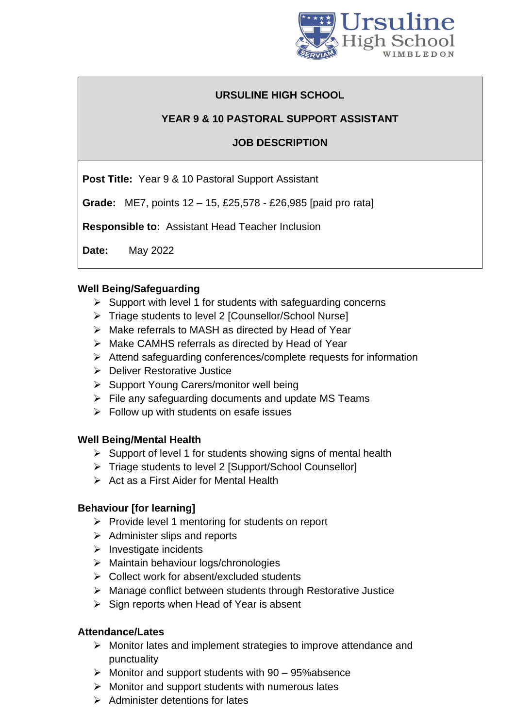**URSULINE HIGH SCHOOL**

**YEAR 9 & 10 PASTORAL SUPPORT ASSISTANT**

**JOB DESCRIPTION**

**Post Title:** Year 9 & 10 Pastoral Support Assistant

**Grade:** ME7, points 12 – 15, £25,578 - £26,985 [paid pro rata]

**Responsible to:** Assistant Head Teacher Inclusion

**Date:** May 2022

### Well Being/Safeguarding

- Support with level 1 for students with safeguarding concerns
- Triage students to level 2 [Counsellor/School Nurse]
- Make referrals to MASH as directed by Head of Year
- Make CAMHS referrals as directed by Head of Year
- Attend safeguarding conferences/complete requests for information
- Deliver Restorative Justice
- Support Young Carers/monitor well being
- File any safeguarding documents and update MS Teams
- Follow up with students on esafe issues

### Well Being/Mental Health

- Support of level 1 for students showing signs of mental health
- Triage students to level 2 [Support/School Counsellor]
- Act as a First Aider for Mental Health

### Behaviour [for learning]

- Provide level 1 mentoring for students on report
- Administer slips and reports
- Investigate incidents
- Maintain behaviour logs/chronologies
- Collect work for absent/excluded students
- Manage conflict between students through Restorative Justice
- Sign reports when Head of Year is absent

### Attendance/Lates

- Monitor lates and implement strategies to improve attendance and punctuality
- Monitor and support students with 90 – 95%absence
- Monitor and support students with numerous lates
- Administer detentions for lates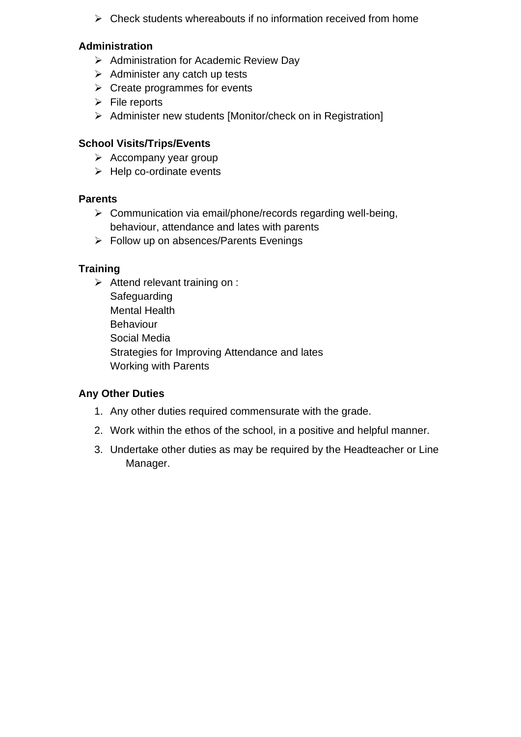- Check students whereabouts if no information received from home

**Administration**

- Administration for Academic Review Day
- Administer any catch up tests
- Create programmes for events
- File reports
- Administer new students [Monitor/check on in Registration]

**School Visits/Trips/Events**

- Accompany year group
- Help co-ordinate events

**Parents**

- Communication via email/phone/records regarding well-being, behaviour, attendance and lates with parents
- Follow up on absences/Parents Evenings

**Training**

- Attend relevant training on :
  Safeguarding
  Mental Health
  Behaviour
  Social Media
  Strategies for Improving Attendance and lates
  Working with Parents

**Any Other Duties**

1. Any other duties required commensurate with the grade.
2. Work within the ethos of the school, in a positive and helpful manner.
3. Undertake other duties as may be required by the Headteacher or Line Manager.